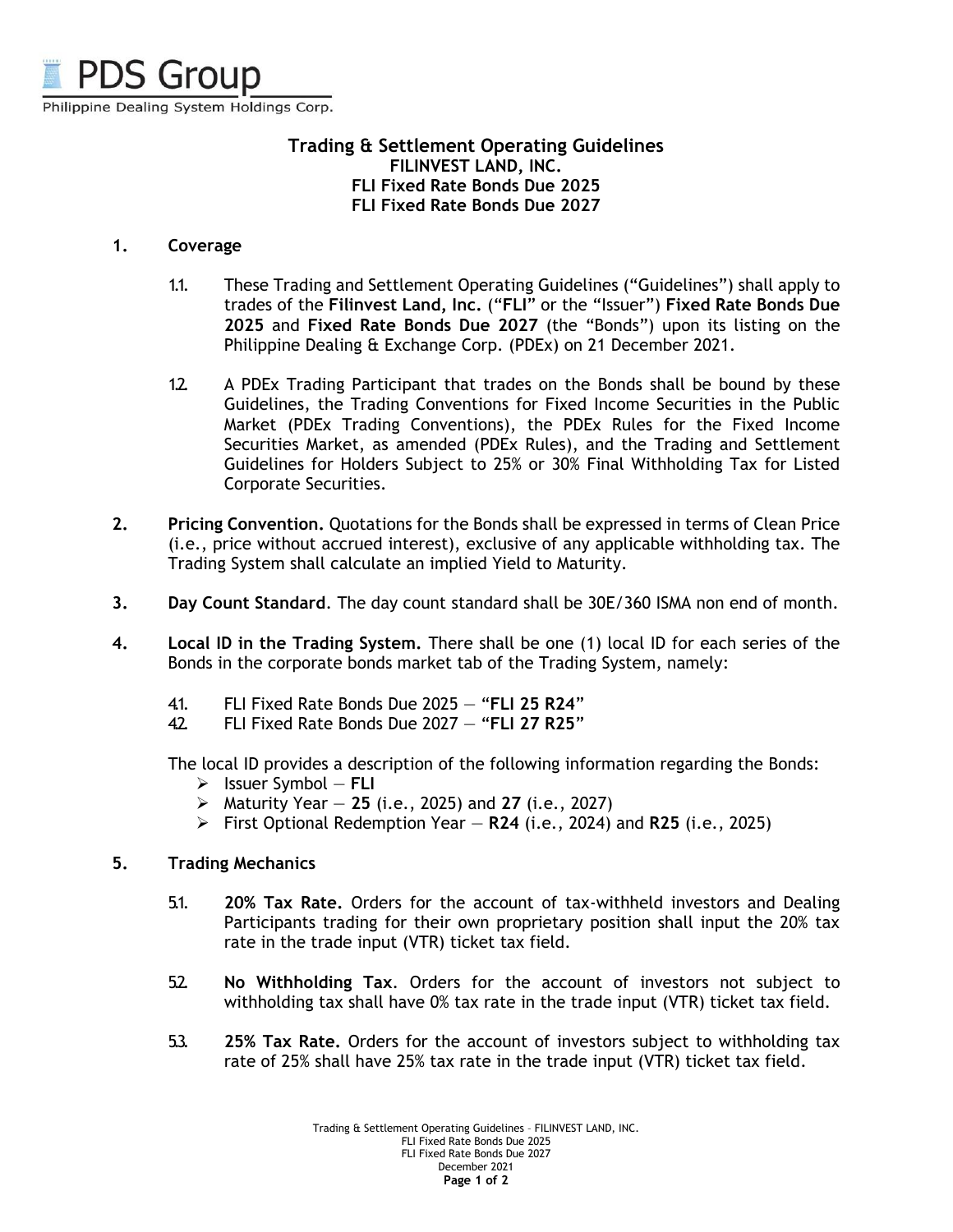PDS Group

Philippine Dealing System Holdings Corp.

# Trading & Settlement Operating Guidelines
## FILINVEST LAND, INC.
## FLI Fixed Rate Bonds Due 2025
## FLI Fixed Rate Bonds Due 2027

**1. Coverage**

1.1. These Trading and Settlement Operating Guidelines ("Guidelines") shall apply to trades of the **Filinvest Land, Inc.** ("**FLI**" or the "Issuer") **Fixed Rate Bonds Due 2025** and **Fixed Rate Bonds Due 2027** (the "Bonds") upon its listing on the Philippine Dealing & Exchange Corp. (PDEx) on 21 December 2021.

1.2. A PDEx Trading Participant that trades on the Bonds shall be bound by these Guidelines, the Trading Conventions for Fixed Income Securities in the Public Market (PDEx Trading Conventions), the PDEx Rules for the Fixed Income Securities Market, as amended (PDEx Rules), and the Trading and Settlement Guidelines for Holders Subject to 25% or 30% Final Withholding Tax for Listed Corporate Securities.

**2. Pricing Convention.** Quotations for the Bonds shall be expressed in terms of Clean Price (i.e., price without accrued interest), exclusive of any applicable withholding tax. The Trading System shall calculate an implied Yield to Maturity.

**3. Day Count Standard**. The day count standard shall be 30E/360 ISMA non end of month.

**4. Local ID in the Trading System.** There shall be one (1) local ID for each series of the Bonds in the corporate bonds market tab of the Trading System, namely:

4.1. FLI Fixed Rate Bonds Due 2025 — "**FLI 25 R24**"
4.2. FLI Fixed Rate Bonds Due 2027 — "**FLI 27 R25**"

The local ID provides a description of the following information regarding the Bonds:

- Issuer Symbol — **FLI**
- Maturity Year — **25** (i.e., 2025) and **27** (i.e., 2027)
- First Optional Redemption Year — **R24** (i.e., 2024) and **R25** (i.e., 2025)

**5. Trading Mechanics**

5.1. **20% Tax Rate.** Orders for the account of tax-withheld investors and Dealing Participants trading for their own proprietary position shall input the 20% tax rate in the trade input (VTR) ticket tax field.

5.2. **No Withholding Tax**. Orders for the account of investors not subject to withholding tax shall have 0% tax rate in the trade input (VTR) ticket tax field.

5.3. **25% Tax Rate.** Orders for the account of investors subject to withholding tax rate of 25% shall have 25% tax rate in the trade input (VTR) ticket tax field.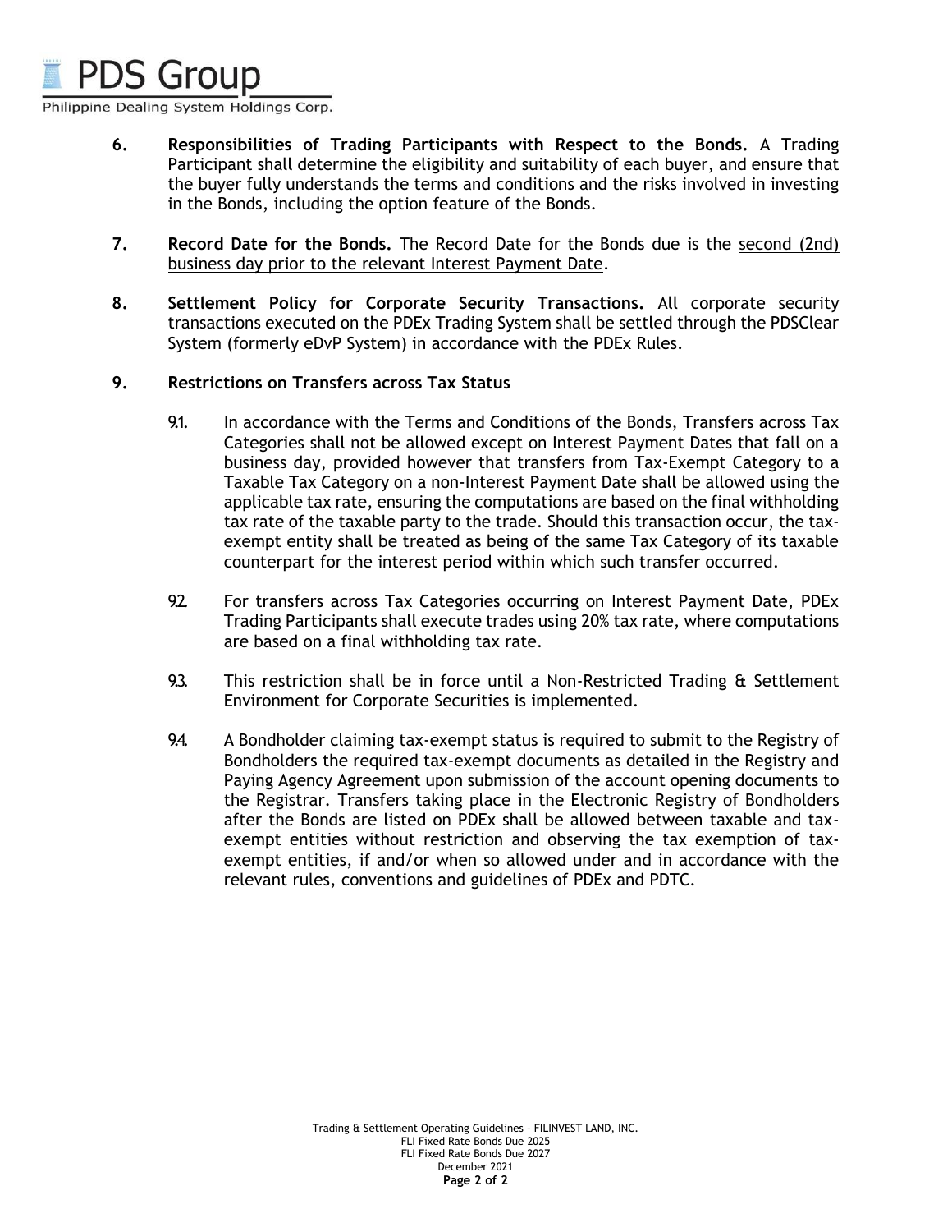6. **Responsibilities of Trading Participants with Respect to the Bonds.** A Trading Participant shall determine the eligibility and suitability of each buyer, and ensure that the buyer fully understands the terms and conditions and the risks involved in investing in the Bonds, including the option feature of the Bonds.

7. **Record Date for the Bonds.** The Record Date for the Bonds due is the second (2nd) business day prior to the relevant Interest Payment Date.

8. **Settlement Policy for Corporate Security Transactions.** All corporate security transactions executed on the PDEx Trading System shall be settled through the PDSClear System (formerly eDvP System) in accordance with the PDEx Rules.

9. **Restrictions on Transfers across Tax Status**

   9.1. In accordance with the Terms and Conditions of the Bonds, Transfers across Tax Categories shall not be allowed except on Interest Payment Dates that fall on a business day, provided however that transfers from Tax-Exempt Category to a Taxable Tax Category on a non-Interest Payment Date shall be allowed using the applicable tax rate, ensuring the computations are based on the final withholding tax rate of the taxable party to the trade. Should this transaction occur, the tax-exempt entity shall be treated as being of the same Tax Category of its taxable counterpart for the interest period within which such transfer occurred.

   9.2. For transfers across Tax Categories occurring on Interest Payment Date, PDEx Trading Participants shall execute trades using 20% tax rate, where computations are based on a final withholding tax rate.

   9.3. This restriction shall be in force until a Non-Restricted Trading & Settlement Environment for Corporate Securities is implemented.

   9.4. A Bondholder claiming tax-exempt status is required to submit to the Registry of Bondholders the required tax-exempt documents as detailed in the Registry and Paying Agency Agreement upon submission of the account opening documents to the Registrar. Transfers taking place in the Electronic Registry of Bondholders after the Bonds are listed on PDEx shall be allowed between taxable and tax-exempt entities without restriction and observing the tax exemption of tax-exempt entities, if and/or when so allowed under and in accordance with the relevant rules, conventions and guidelines of PDEx and PDTC.